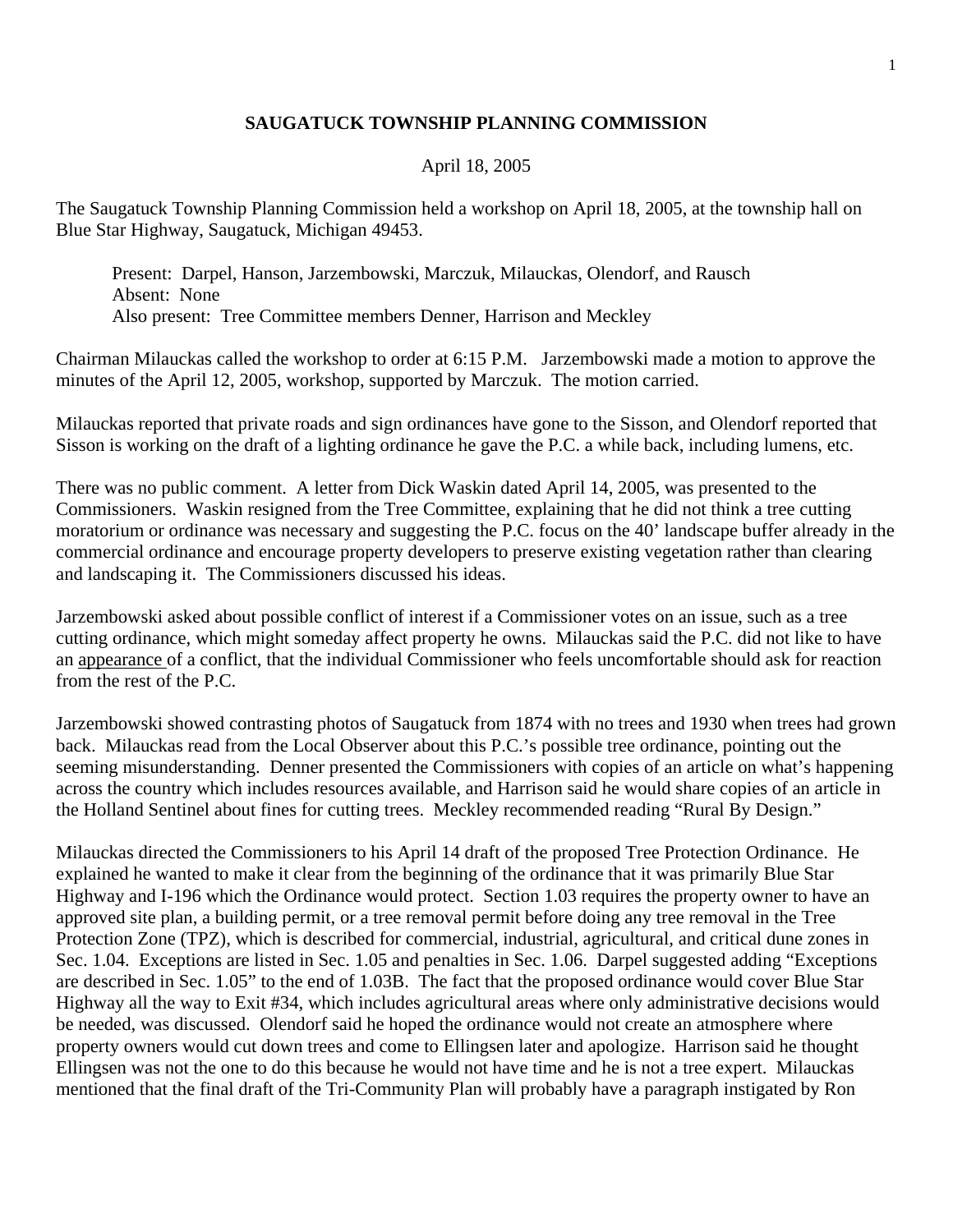# SAUGATUCK TOWNSHIP PLANNING COMMISSION

April 18, 2005

The Saugatuck Township Planning Commission held a workshop on April 18, 2005, at the township hall on Blue Star Highway, Saugatuck, Michigan 49453.

> Present: Darpel, Hanson, Jarzembowski, Marczuk, Milauckas, Olendorf, and Rausch
> Absent: None
> Also present: Tree Committee members Denner, Harrison and Meckley

Chairman Milauckas called the workshop to order at 6:15 P.M. Jarzembowski made a motion to approve the minutes of the April 12, 2005, workshop, supported by Marczuk. The motion carried.

Milauckas reported that private roads and sign ordinances have gone to the Sisson, and Olendorf reported that Sisson is working on the draft of a lighting ordinance he gave the P.C. a while back, including lumens, etc.

There was no public comment. A letter from Dick Waskin dated April 14, 2005, was presented to the Commissioners. Waskin resigned from the Tree Committee, explaining that he did not think a tree cutting moratorium or ordinance was necessary and suggesting the P.C. focus on the 40' landscape buffer already in the commercial ordinance and encourage property developers to preserve existing vegetation rather than clearing and landscaping it. The Commissioners discussed his ideas.

Jarzembowski asked about possible conflict of interest if a Commissioner votes on an issue, such as a tree cutting ordinance, which might someday affect property he owns. Milauckas said the P.C. did not like to have an <u>appearance</u> of a conflict, that the individual Commissioner who feels uncomfortable should ask for reaction from the rest of the P.C.

Jarzembowski showed contrasting photos of Saugatuck from 1874 with no trees and 1930 when trees had grown back. Milauckas read from the Local Observer about this P.C.'s possible tree ordinance, pointing out the seeming misunderstanding. Denner presented the Commissioners with copies of an article on what's happening across the country which includes resources available, and Harrison said he would share copies of an article in the Holland Sentinel about fines for cutting trees. Meckley recommended reading "Rural By Design."

Milauckas directed the Commissioners to his April 14 draft of the proposed Tree Protection Ordinance. He explained he wanted to make it clear from the beginning of the ordinance that it was primarily Blue Star Highway and I-196 which the Ordinance would protect. Section 1.03 requires the property owner to have an approved site plan, a building permit, or a tree removal permit before doing any tree removal in the Tree Protection Zone (TPZ), which is described for commercial, industrial, agricultural, and critical dune zones in Sec. 1.04. Exceptions are listed in Sec. 1.05 and penalties in Sec. 1.06. Darpel suggested adding "Exceptions are described in Sec. 1.05" to the end of 1.03B. The fact that the proposed ordinance would cover Blue Star Highway all the way to Exit #34, which includes agricultural areas where only administrative decisions would be needed, was discussed. Olendorf said he hoped the ordinance would not create an atmosphere where property owners would cut down trees and come to Ellingsen later and apologize. Harrison said he thought Ellingsen was not the one to do this because he would not have time and he is not a tree expert. Milauckas mentioned that the final draft of the Tri-Community Plan will probably have a paragraph instigated by Ron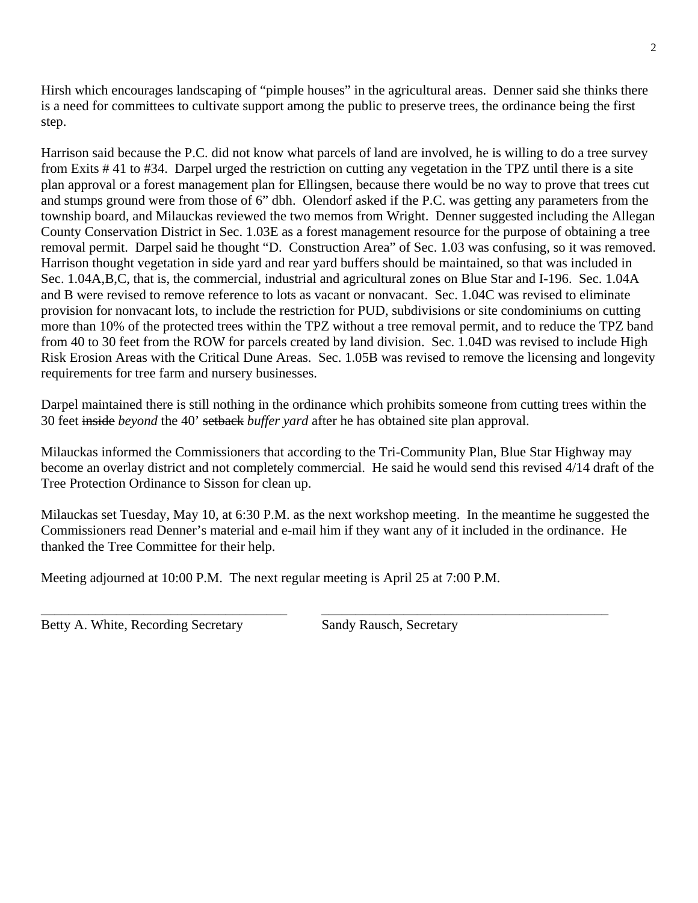Hirsh which encourages landscaping of "pimple houses" in the agricultural areas. Denner said she thinks there is a need for committees to cultivate support among the public to preserve trees, the ordinance being the first step.

Harrison said because the P.C. did not know what parcels of land are involved, he is willing to do a tree survey from Exits # 41 to #34. Darpel urged the restriction on cutting any vegetation in the TPZ until there is a site plan approval or a forest management plan for Ellingsen, because there would be no way to prove that trees cut and stumps ground were from those of 6" dbh. Olendorf asked if the P.C. was getting any parameters from the township board, and Milauckas reviewed the two memos from Wright. Denner suggested including the Allegan County Conservation District in Sec. 1.03E as a forest management resource for the purpose of obtaining a tree removal permit. Darpel said he thought "D. Construction Area" of Sec. 1.03 was confusing, so it was removed. Harrison thought vegetation in side yard and rear yard buffers should be maintained, so that was included in Sec. 1.04A,B,C, that is, the commercial, industrial and agricultural zones on Blue Star and I-196. Sec. 1.04A and B were revised to remove reference to lots as vacant or nonvacant. Sec. 1.04C was revised to eliminate provision for nonvacant lots, to include the restriction for PUD, subdivisions or site condominiums on cutting more than 10% of the protected trees within the TPZ without a tree removal permit, and to reduce the TPZ band from 40 to 30 feet from the ROW for parcels created by land division. Sec. 1.04D was revised to include High Risk Erosion Areas with the Critical Dune Areas. Sec. 1.05B was revised to remove the licensing and longevity requirements for tree farm and nursery businesses.

Darpel maintained there is still nothing in the ordinance which prohibits someone from cutting trees within the 30 feet ~~inside~~ *beyond* the 40' ~~setback~~ *buffer yard* after he has obtained site plan approval.

Milauckas informed the Commissioners that according to the Tri-Community Plan, Blue Star Highway may become an overlay district and not completely commercial. He said he would send this revised 4/14 draft of the Tree Protection Ordinance to Sisson for clean up.

Milauckas set Tuesday, May 10, at 6:30 P.M. as the next workshop meeting. In the meantime he suggested the Commissioners read Denner's material and e-mail him if they want any of it included in the ordinance. He thanked the Tree Committee for their help.

Meeting adjourned at 10:00 P.M. The next regular meeting is April 25 at 7:00 P.M.

\_\_\_\_\_\_\_\_\_\_\_\_\_\_\_\_\_\_\_\_\_\_\_\_\_\_\_\_\_\_\_\_\_\_\_\_\_ \_\_\_\_\_\_\_\_\_\_\_\_\_\_\_\_\_\_\_\_\_\_\_\_\_\_\_\_\_\_\_\_\_\_\_\_\_\_\_\_\_\_\_

Betty A. White, Recording Secretary Sandy Rausch, Secretary